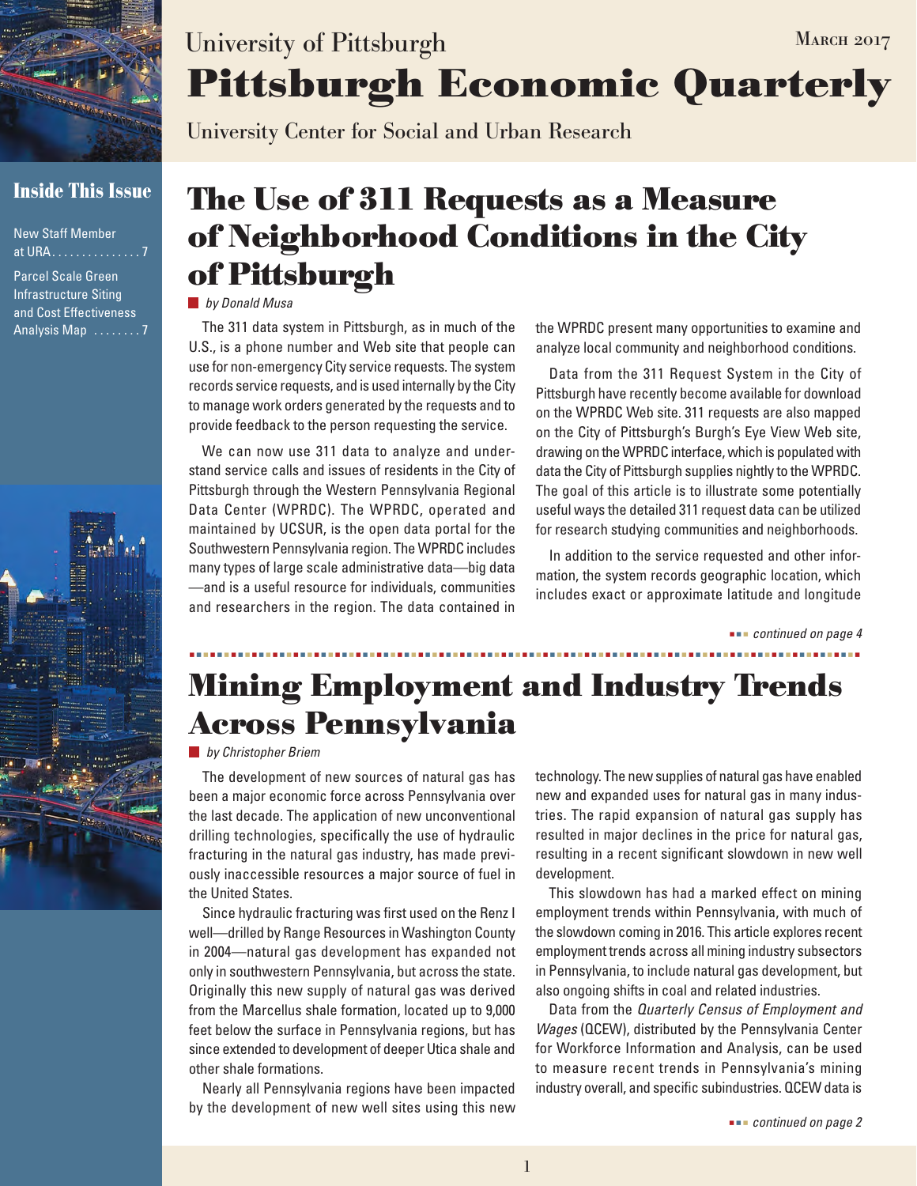University of Pittsburgh

# Pittsburgh Economic Quarterly

University Center for Social and Urban Research

March 2017

**Inside This Issue**

New Staff Member at URA . . . . . . . . . . . . . . . 7

Parcel Scale Green Infrastructure Siting and Cost Effectiveness Analysis Map . . . . . . . . 7

## The Use of 311 Requests as a Measure of Neighborhood Conditions in the City of Pittsburgh

*by Donald Musa*

The 311 data system in Pittsburgh, as in much of the U.S., is a phone number and Web site that people can use for non-emergency City service requests. The system records service requests, and is used internally by the City to manage work orders generated by the requests and to provide feedback to the person requesting the service.

We can now use 311 data to analyze and understand service calls and issues of residents in the City of Pittsburgh through the Western Pennsylvania Regional Data Center (WPRDC). The WPRDC, operated and maintained by UCSUR, is the open data portal for the Southwestern Pennsylvania region. The WPRDC includes many types of large scale administrative data—big data—and is a useful resource for individuals, communities and researchers in the region. The data contained in the WPRDC present many opportunities to examine and analyze local community and neighborhood conditions.

Data from the 311 Request System in the City of Pittsburgh have recently become available for download on the WPRDC Web site. 311 requests are also mapped on the City of Pittsburgh's Burgh's Eye View Web site, drawing on the WPRDC interface, which is populated with data the City of Pittsburgh supplies nightly to the WPRDC. The goal of this article is to illustrate some potentially useful ways the detailed 311 request data can be utilized for research studying communities and neighborhoods.

In addition to the service requested and other information, the system records geographic location, which includes exact or approximate latitude and longitude

*continued on page 4*

## Mining Employment and Industry Trends Across Pennsylvania

*by Christopher Briem*

The development of new sources of natural gas has been a major economic force across Pennsylvania over the last decade. The application of new unconventional drilling technologies, specifically the use of hydraulic fracturing in the natural gas industry, has made previously inaccessible resources a major source of fuel in the United States.

Since hydraulic fracturing was first used on the Renz I well—drilled by Range Resources in Washington County in 2004—natural gas development has expanded not only in southwestern Pennsylvania, but across the state. Originally this new supply of natural gas was derived from the Marcellus shale formation, located up to 9,000 feet below the surface in Pennsylvania regions, but has since extended to development of deeper Utica shale and other shale formations.

Nearly all Pennsylvania regions have been impacted by the development of new well sites using this new technology. The new supplies of natural gas have enabled new and expanded uses for natural gas in many industries. The rapid expansion of natural gas supply has resulted in major declines in the price for natural gas, resulting in a recent significant slowdown in new well development.

This slowdown has had a marked effect on mining employment trends within Pennsylvania, with much of the slowdown coming in 2016. This article explores recent employment trends across all mining industry subsectors in Pennsylvania, to include natural gas development, but also ongoing shifts in coal and related industries.

Data from the *Quarterly Census of Employment and Wages* (QCEW), distributed by the Pennsylvania Center for Workforce Information and Analysis, can be used to measure recent trends in Pennsylvania's mining industry overall, and specific subindustries. QCEW data is

*continued on page 2*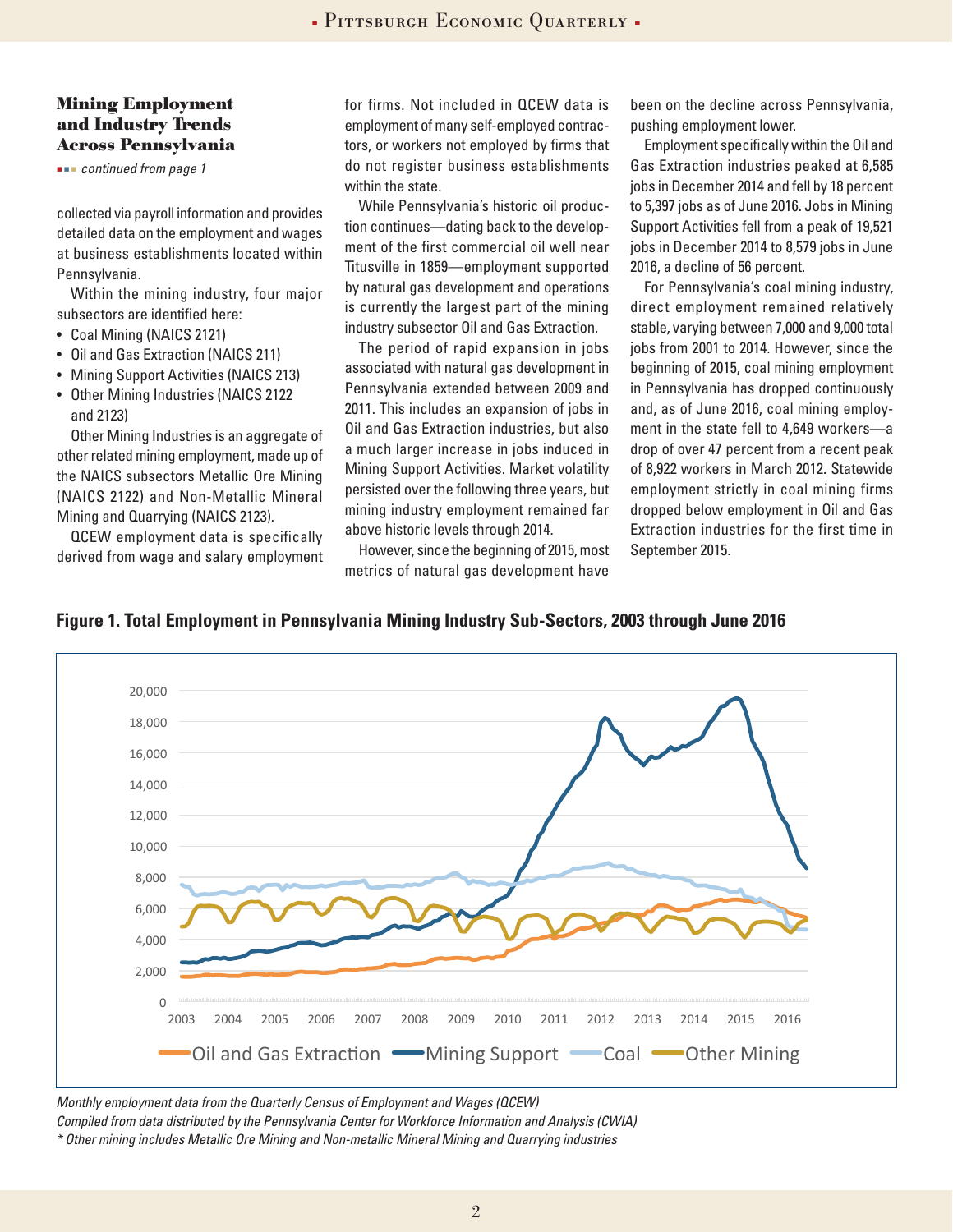### Mining Employment and Industry Trends Across Pennsylvania

*continued from page 1*

collected via payroll information and provides detailed data on the employment and wages at business establishments located within Pennsylvania.

Within the mining industry, four major subsectors are identified here:

- Coal Mining (NAICS 2121)
- Oil and Gas Extraction (NAICS 211)
- Mining Support Activities (NAICS 213)
- Other Mining Industries (NAICS 2122 and 2123)

Other Mining Industries is an aggregate of other related mining employment, made up of the NAICS subsectors Metallic Ore Mining (NAICS 2122) and Non-Metallic Mineral Mining and Quarrying (NAICS 2123).

QCEW employment data is specifically derived from wage and salary employment for firms. Not included in QCEW data is employment of many self-employed contractors, or workers not employed by firms that do not register business establishments within the state.

While Pennsylvania's historic oil production continues—dating back to the development of the first commercial oil well near Titusville in 1859—employment supported by natural gas development and operations is currently the largest part of the mining industry subsector Oil and Gas Extraction.

The period of rapid expansion in jobs associated with natural gas development in Pennsylvania extended between 2009 and 2011. This includes an expansion of jobs in Oil and Gas Extraction industries, but also a much larger increase in jobs induced in Mining Support Activities. Market volatility persisted over the following three years, but mining industry employment remained far above historic levels through 2014.

However, since the beginning of 2015, most metrics of natural gas development have been on the decline across Pennsylvania, pushing employment lower.

Employment specifically within the Oil and Gas Extraction industries peaked at 6,585 jobs in December 2014 and fell by 18 percent to 5,397 jobs as of June 2016. Jobs in Mining Support Activities fell from a peak of 19,521 jobs in December 2014 to 8,579 jobs in June 2016, a decline of 56 percent.

For Pennsylvania's coal mining industry, direct employment remained relatively stable, varying between 7,000 and 9,000 total jobs from 2001 to 2014. However, since the beginning of 2015, coal mining employment in Pennsylvania has dropped continuously and, as of June 2016, coal mining employment in the state fell to 4,649 workers—a drop of over 47 percent from a recent peak of 8,922 workers in March 2012. Statewide employment strictly in coal mining firms dropped below employment in Oil and Gas Extraction industries for the first time in September 2015.

**Figure 1. Total Employment in Pennsylvania Mining Industry Sub-Sectors, 2003 through June 2016**

*Monthly employment data from the Quarterly Census of Employment and Wages (QCEW)*

*Compiled from data distributed by the Pennsylvania Center for Workforce Information and Analysis (CWIA)*

*\* Other mining includes Metallic Ore Mining and Non-metallic Mineral Mining and Quarrying industries*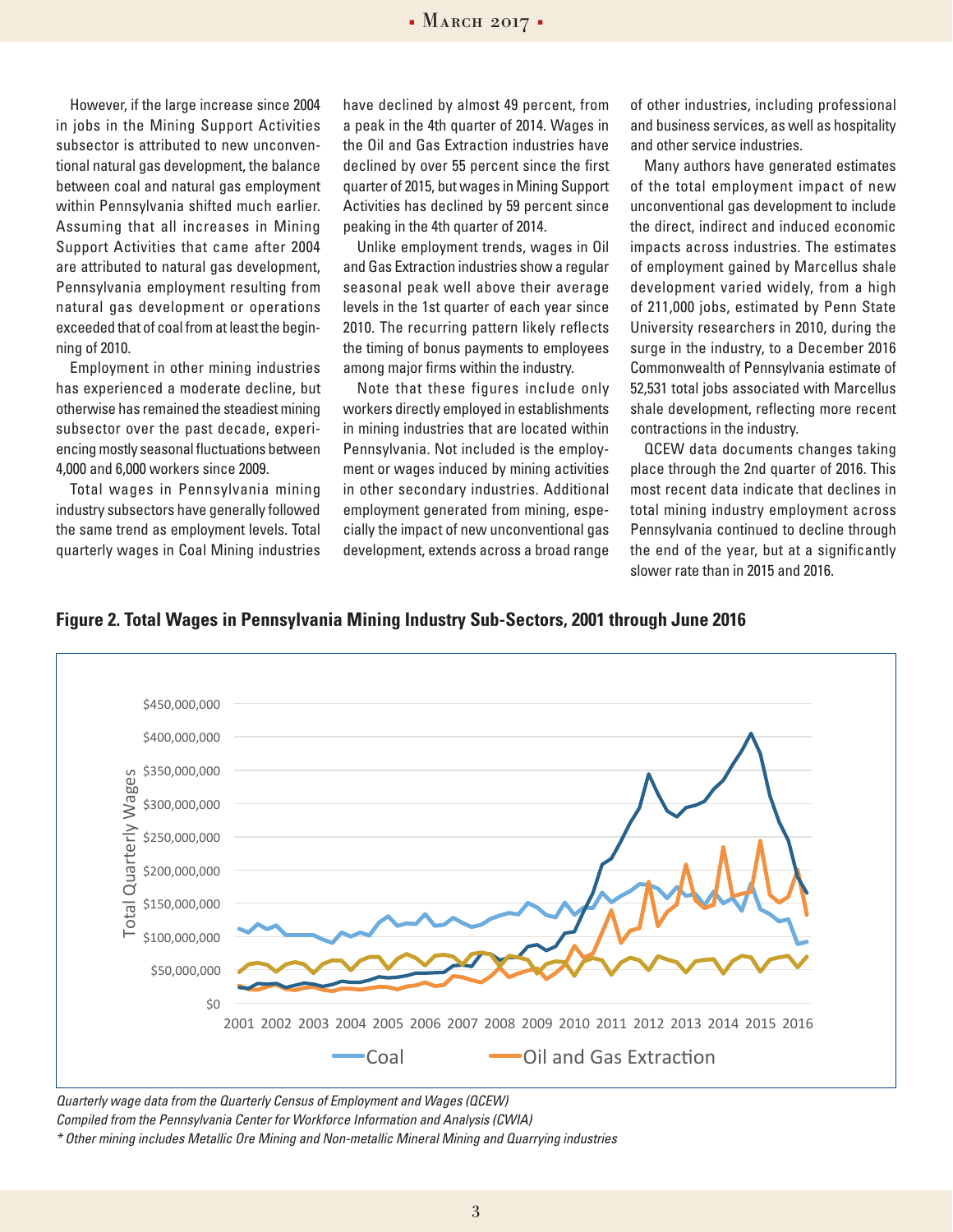However, if the large increase since 2004 in jobs in the Mining Support Activities subsector is attributed to new unconventional natural gas development, the balance between coal and natural gas employment within Pennsylvania shifted much earlier. Assuming that all increases in Mining Support Activities that came after 2004 are attributed to natural gas development, Pennsylvania employment resulting from natural gas development or operations exceeded that of coal from at least the beginning of 2010.

Employment in other mining industries has experienced a moderate decline, but otherwise has remained the steadiest mining subsector over the past decade, experiencing mostly seasonal fluctuations between 4,000 and 6,000 workers since 2009.

Total wages in Pennsylvania mining industry subsectors have generally followed the same trend as employment levels. Total quarterly wages in Coal Mining industries have declined by almost 49 percent, from a peak in the 4th quarter of 2014. Wages in the Oil and Gas Extraction industries have declined by over 55 percent since the first quarter of 2015, but wages in Mining Support Activities has declined by 59 percent since peaking in the 4th quarter of 2014.

Unlike employment trends, wages in Oil and Gas Extraction industries show a regular seasonal peak well above their average levels in the 1st quarter of each year since 2010. The recurring pattern likely reflects the timing of bonus payments to employees among major firms within the industry.

Note that these figures include only workers directly employed in establishments in mining industries that are located within Pennsylvania. Not included is the employment or wages induced by mining activities in other secondary industries. Additional employment generated from mining, especially the impact of new unconventional gas development, extends across a broad range of other industries, including professional and business services, as well as hospitality and other service industries.

Many authors have generated estimates of the total employment impact of new unconventional gas development to include the direct, indirect and induced economic impacts across industries. The estimates of employment gained by Marcellus shale development varied widely, from a high of 211,000 jobs, estimated by Penn State University researchers in 2010, during the surge in the industry, to a December 2016 Commonwealth of Pennsylvania estimate of 52,531 total jobs associated with Marcellus shale development, reflecting more recent contractions in the industry.

QCEW data documents changes taking place through the 2nd quarter of 2016. This most recent data indicate that declines in total mining industry employment across Pennsylvania continued to decline through the end of the year, but at a significantly slower rate than in 2015 and 2016.

**Figure 2. Total Wages in Pennsylvania Mining Industry Sub-Sectors, 2001 through June 2016**

*Quarterly wage data from the Quarterly Census of Employment and Wages (QCEW)*
*Compiled from the Pennsylvania Center for Workforce Information and Analysis (CWIA)*
*\* Other mining includes Metallic Ore Mining and Non-metallic Mineral Mining and Quarrying industries*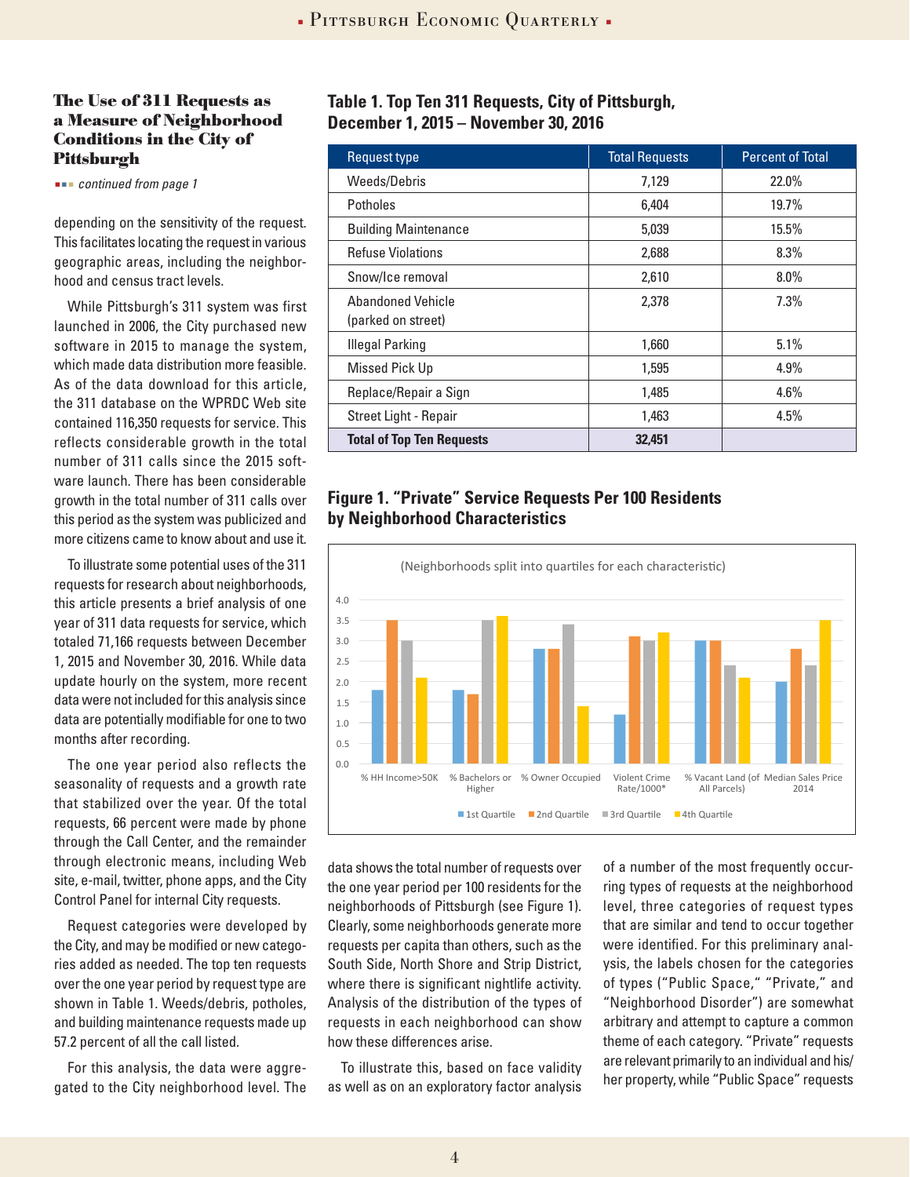### The Use of 311 Requests as a Measure of Neighborhood Conditions in the City of Pittsburgh

*continued from page 1*

depending on the sensitivity of the request. This facilitates locating the request in various geographic areas, including the neighborhood and census tract levels.

While Pittsburgh's 311 system was first launched in 2006, the City purchased new software in 2015 to manage the system, which made data distribution more feasible. As of the data download for this article, the 311 database on the WPRDC Web site contained 116,350 requests for service. This reflects considerable growth in the total number of 311 calls since the 2015 software launch. There has been considerable growth in the total number of 311 calls over this period as the system was publicized and more citizens came to know about and use it.

To illustrate some potential uses of the 311 requests for research about neighborhoods, this article presents a brief analysis of one year of 311 data requests for service, which totaled 71,166 requests between December 1, 2015 and November 30, 2016. While data update hourly on the system, more recent data were not included for this analysis since data are potentially modifiable for one to two months after recording.

The one year period also reflects the seasonality of requests and a growth rate that stabilized over the year. Of the total requests, 66 percent were made by phone through the Call Center, and the remainder through electronic means, including Web site, e-mail, twitter, phone apps, and the City Control Panel for internal City requests.

Request categories were developed by the City, and may be modified or new categories added as needed. The top ten requests over the one year period by request type are shown in Table 1. Weeds/debris, potholes, and building maintenance requests made up 57.2 percent of all the call listed.

For this analysis, the data were aggregated to the City neighborhood level. The data shows the total number of requests over the one year period per 100 residents for the neighborhoods of Pittsburgh (see Figure 1). Clearly, some neighborhoods generate more requests per capita than others, such as the South Side, North Shore and Strip District, where there is significant nightlife activity. Analysis of the distribution of the types of requests in each neighborhood can show how these differences arise.

To illustrate this, based on face validity as well as on an exploratory factor analysis of a number of the most frequently occurring types of requests at the neighborhood level, three categories of request types that are similar and tend to occur together were identified. For this preliminary analysis, the labels chosen for the categories of types ("Public Space," "Private," and "Neighborhood Disorder") are somewhat arbitrary and attempt to capture a common theme of each category. "Private" requests are relevant primarily to an individual and his/her property, while "Public Space" requests

**Table 1. Top Ten 311 Requests, City of Pittsburgh, December 1, 2015 – November 30, 2016**

| Request type | Total Requests | Percent of Total |
|---|---|---|
| Weeds/Debris | 7,129 | 22.0% |
| Potholes | 6,404 | 19.7% |
| Building Maintenance | 5,039 | 15.5% |
| Refuse Violations | 2,688 | 8.3% |
| Snow/Ice removal | 2,610 | 8.0% |
| Abandoned Vehicle (parked on street) | 2,378 | 7.3% |
| Illegal Parking | 1,660 | 5.1% |
| Missed Pick Up | 1,595 | 4.9% |
| Replace/Repair a Sign | 1,485 | 4.6% |
| Street Light - Repair | 1,463 | 4.5% |
| **Total of Top Ten Requests** | **32,451** | |

**Figure 1. "Private" Service Requests Per 100 Residents by Neighborhood Characteristics**

(Neighborhoods split into quartiles for each characteristic)

| | 1st Quartile | 2nd Quartile | 3rd Quartile | 4th Quartile |
|---|---|---|---|---|
| % HH Income>50K | 1.8 | 3.5 | 3.0 | 2.1 |
| % Bachelors or Higher | 1.8 | 1.7 | 3.5 | 3.6 |
| % Owner Occupied | 2.8 | 2.8 | 3.4 | 1.4 |
| Violent Crime Rate/1000* | 1.2 | 3.1 | 3.0 | 3.2 |
| % Vacant Land (of All Parcels) | 3.0 | 3.0 | 2.4 | 2.1 |
| Median Sales Price 2014 | 2.0 | 2.8 | 2.4 | 3.5 |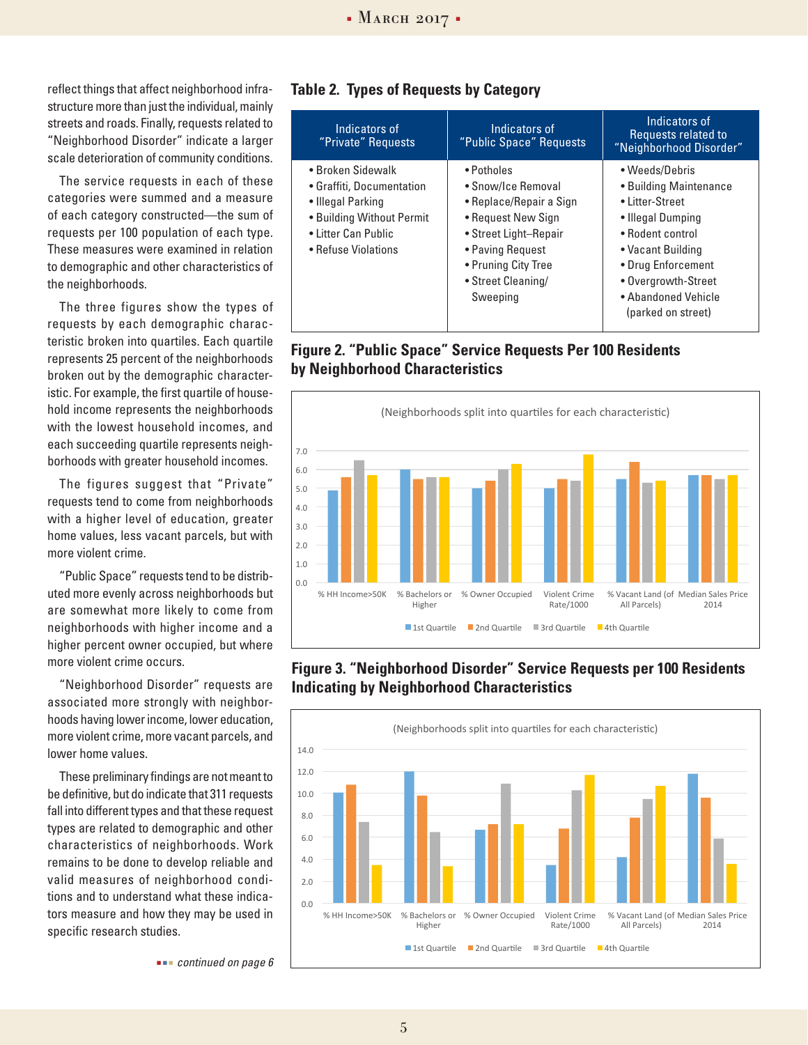reflect things that affect neighborhood infrastructure more than just the individual, mainly streets and roads. Finally, requests related to "Neighborhood Disorder" indicate a larger scale deterioration of community conditions.

The service requests in each of these categories were summed and a measure of each category constructed—the sum of requests per 100 population of each type. These measures were examined in relation to demographic and other characteristics of the neighborhoods.

The three figures show the types of requests by each demographic characteristic broken into quartiles. Each quartile represents 25 percent of the neighborhoods broken out by the demographic characteristic. For example, the first quartile of household income represents the neighborhoods with the lowest household incomes, and each succeeding quartile represents neighborhoods with greater household incomes.

The figures suggest that "Private" requests tend to come from neighborhoods with a higher level of education, greater home values, less vacant parcels, but with more violent crime.

"Public Space" requests tend to be distributed more evenly across neighborhoods but are somewhat more likely to come from neighborhoods with higher income and a higher percent owner occupied, but where more violent crime occurs.

"Neighborhood Disorder" requests are associated more strongly with neighborhoods having lower income, lower education, more violent crime, more vacant parcels, and lower home values.

These preliminary findings are not meant to be definitive, but do indicate that 311 requests fall into different types and that these request types are related to demographic and other characteristics of neighborhoods. Work remains to be done to develop reliable and valid measures of neighborhood conditions and to understand what these indicators measure and how they may be used in specific research studies.

*continued on page 6*

### Table 2. Types of Requests by Category

| Indicators of "Private" Requests | Indicators of "Public Space" Requests | Indicators of Requests related to "Neighborhood Disorder" |
|---|---|---|
| • Broken Sidewalk<br>• Graffiti, Documentation<br>• Illegal Parking<br>• Building Without Permit<br>• Litter Can Public<br>• Refuse Violations | • Potholes<br>• Snow/Ice Removal<br>• Replace/Repair a Sign<br>• Request New Sign<br>• Street Light–Repair<br>• Paving Request<br>• Pruning City Tree<br>• Street Cleaning/ Sweeping | • Weeds/Debris<br>• Building Maintenance<br>• Litter-Street<br>• Illegal Dumping<br>• Rodent control<br>• Vacant Building<br>• Drug Enforcement<br>• Overgrowth-Street<br>• Abandoned Vehicle (parked on street) |

### Figure 2. "Public Space" Service Requests Per 100 Residents by Neighborhood Characteristics

(Neighborhoods split into quartiles for each characteristic)

| Characteristic | 1st Quartile | 2nd Quartile | 3rd Quartile | 4th Quartile |
|---|---|---|---|---|
| % HH Income>50K | 4.9 | 5.6 | 6.5 | 5.7 |
| % Bachelors or Higher | 6.0 | 5.5 | 5.6 | 5.6 |
| % Owner Occupied | 5.0 | 5.4 | 6.0 | 6.3 |
| Violent Crime Rate/1000 | 5.0 | 5.5 | 5.4 | 6.8 |
| % Vacant Land (of All Parcels) | 5.5 | 6.4 | 5.3 | 5.4 |
| Median Sales Price 2014 | 5.7 | 5.7 | 5.5 | 5.7 |

### Figure 3. "Neighborhood Disorder" Service Requests per 100 Residents Indicating by Neighborhood Characteristics

(Neighborhoods split into quartiles for each characteristic)

| Characteristic | 1st Quartile | 2nd Quartile | 3rd Quartile | 4th Quartile |
|---|---|---|---|---|
| % HH Income>50K | 10.1 | 10.8 | 7.4 | 3.5 |
| % Bachelors or Higher | 12.0 | 9.8 | 6.5 | 3.4 |
| % Owner Occupied | 6.7 | 7.2 | 10.9 | 7.2 |
| Violent Crime Rate/1000 | 3.5 | 6.8 | 10.3 | 11.7 |
| % Vacant Land (of All Parcels) | 4.2 | 7.8 | 9.5 | 10.7 |
| Median Sales Price 2014 | 11.8 | 9.6 | 5.9 | 3.6 |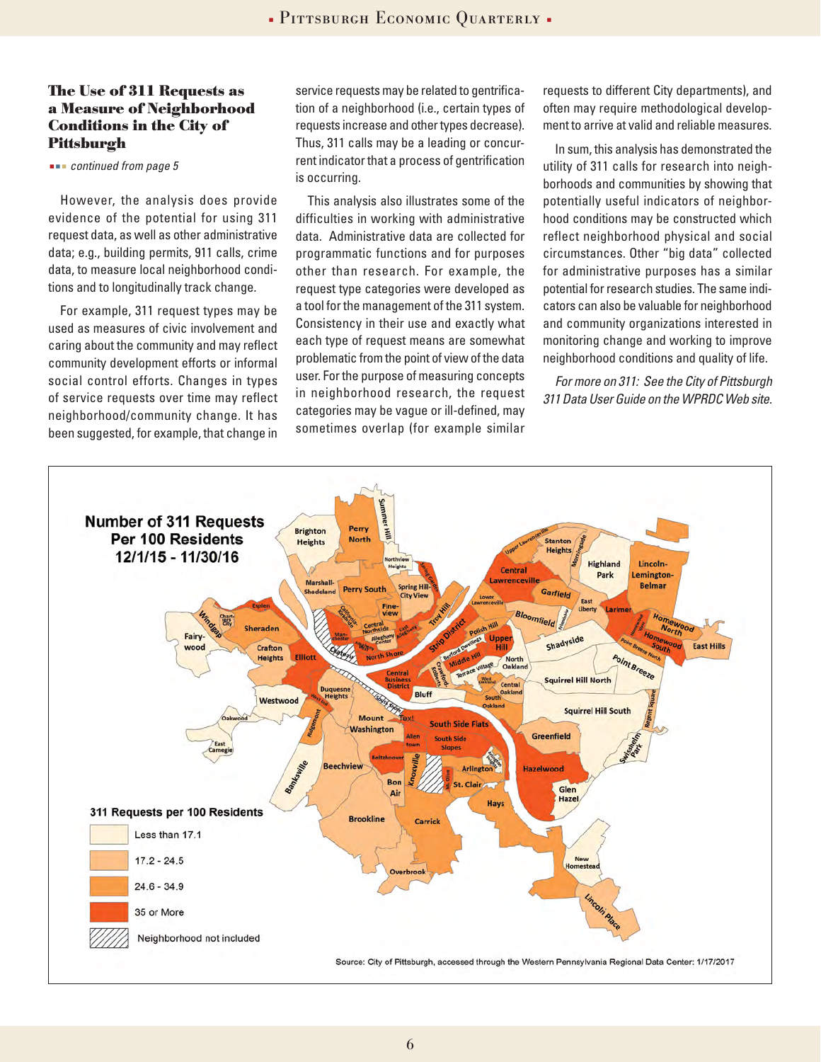### The Use of 311 Requests as a Measure of Neighborhood Conditions in the City of Pittsburgh

*continued from page 5*

However, the analysis does provide evidence of the potential for using 311 request data, as well as other administrative data; e.g., building permits, 911 calls, crime data, to measure local neighborhood conditions and to longitudinally track change.

For example, 311 request types may be used as measures of civic involvement and caring about the community and may reflect community development efforts or informal social control efforts. Changes in types of service requests over time may reflect neighborhood/community change. It has been suggested, for example, that change in service requests may be related to gentrification of a neighborhood (i.e., certain types of requests increase and other types decrease). Thus, 311 calls may be a leading or concurrent indicator that a process of gentrification is occurring.

This analysis also illustrates some of the difficulties in working with administrative data. Administrative data are collected for programmatic functions and for purposes other than research. For example, the request type categories were developed as a tool for the management of the 311 system. Consistency in their use and exactly what each type of request means are somewhat problematic from the point of view of the data user. For the purpose of measuring concepts in neighborhood research, the request categories may be vague or ill-defined, may sometimes overlap (for example similar requests to different City departments), and often may require methodological development to arrive at valid and reliable measures.

In sum, this analysis has demonstrated the utility of 311 calls for research into neighborhoods and communities by showing that potentially useful indicators of neighborhood conditions may be constructed which reflect neighborhood physical and social circumstances. Other "big data" collected for administrative purposes has a similar potential for research studies. The same indicators can also be valuable for neighborhood and community organizations interested in monitoring change and working to improve neighborhood conditions and quality of life.

*For more on 311: See the City of Pittsburgh 311 Data User Guide on the WPRDC Web site.*

**Number of 311 Requests Per 100 Residents 12/1/15 - 11/30/16**

311 Requests per 100 Residents
- Less than 17.1
- 17.2 - 24.5
- 24.6 - 34.9
- 35 or More
- Neighborhood not included

Source: City of Pittsburgh, accessed through the Western Pennsylvania Regional Data Center: 1/17/2017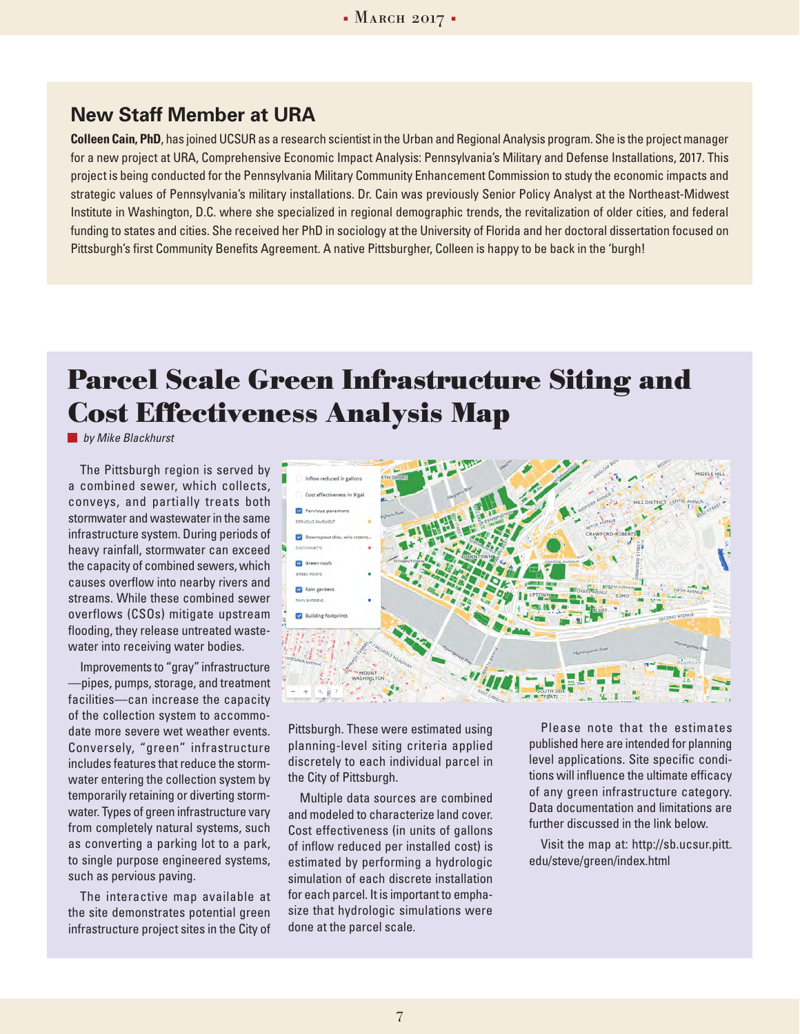## New Staff Member at URA

**Colleen Cain, PhD**, has joined UCSUR as a research scientist in the Urban and Regional Analysis program. She is the project manager for a new project at URA, Comprehensive Economic Impact Analysis: Pennsylvania's Military and Defense Installations, 2017. This project is being conducted for the Pennsylvania Military Community Enhancement Commission to study the economic impacts and strategic values of Pennsylvania's military installations. Dr. Cain was previously Senior Policy Analyst at the Northeast-Midwest Institute in Washington, D.C. where she specialized in regional demographic trends, the revitalization of older cities, and federal funding to states and cities. She received her PhD in sociology at the University of Florida and her doctoral dissertation focused on Pittsburgh's first Community Benefits Agreement. A native Pittsburgher, Colleen is happy to be back in the 'burgh!

# Parcel Scale Green Infrastructure Siting and Cost Effectiveness Analysis Map

*by Mike Blackhurst*

The Pittsburgh region is served by a combined sewer, which collects, conveys, and partially treats both stormwater and wastewater in the same infrastructure system. During periods of heavy rainfall, stormwater can exceed the capacity of combined sewers, which causes overflow into nearby rivers and streams. While these combined sewer overflows (CSOs) mitigate upstream flooding, they release untreated wastewater into receiving water bodies.

Improvements to "gray" infrastructure—pipes, pumps, storage, and treatment facilities—can increase the capacity of the collection system to accommodate more severe wet weather events. Conversely, "green" infrastructure includes features that reduce the stormwater entering the collection system by temporarily retaining or diverting stormwater. Types of green infrastructure vary from completely natural systems, such as converting a parking lot to a park, to single purpose engineered systems, such as pervious paving.

The interactive map available at the site demonstrates potential green infrastructure project sites in the City of Pittsburgh. These were estimated using planning-level siting criteria applied discretely to each individual parcel in the City of Pittsburgh.

Multiple data sources are combined and modeled to characterize land cover. Cost effectiveness (in units of gallons of inflow reduced per installed cost) is estimated by performing a hydrologic simulation of each discrete installation for each parcel. It is important to emphasize that hydrologic simulations were done at the parcel scale.

Please note that the estimates published here are intended for planning level applications. Site specific conditions will influence the ultimate efficacy of any green infrastructure category. Data documentation and limitations are further discussed in the link below.

Visit the map at: http://sb.ucsur.pitt.edu/steve/green/index.html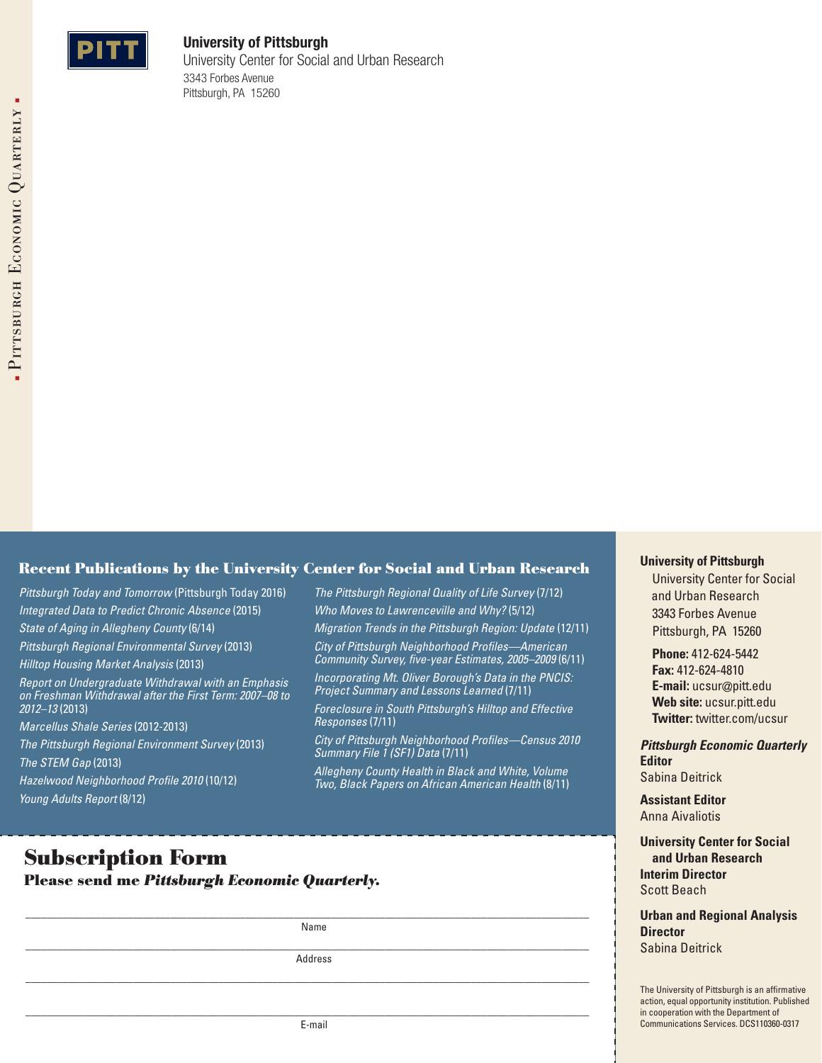PITT

**University of Pittsburgh**
University Center for Social and Urban Research
3343 Forbes Avenue
Pittsburgh, PA 15260

## Recent Publications by the University Center for Social and Urban Research

*Pittsburgh Today and Tomorrow* (Pittsburgh Today 2016)
*Integrated Data to Predict Chronic Absence* (2015)
*State of Aging in Allegheny County* (6/14)
*Pittsburgh Regional Environmental Survey* (2013)
*Hilltop Housing Market Analysis* (2013)
*Report on Undergraduate Withdrawal with an Emphasis on Freshman Withdrawal after the First Term: 2007–08 to 2012–13* (2013)
*Marcellus Shale Series* (2012-2013)
*The Pittsburgh Regional Environment Survey* (2013)
*The STEM Gap* (2013)
*Hazelwood Neighborhood Profile 2010* (10/12)
*Young Adults Report* (8/12)
*The Pittsburgh Regional Quality of Life Survey* (7/12)
*Who Moves to Lawrenceville and Why?* (5/12)
*Migration Trends in the Pittsburgh Region: Update* (12/11)
*City of Pittsburgh Neighborhood Profiles—American Community Survey, five-year Estimates, 2005–2009* (6/11)
*Incorporating Mt. Oliver Borough's Data in the PNCIS: Project Summary and Lessons Learned* (7/11)
*Foreclosure in South Pittsburgh's Hilltop and Effective Responses* (7/11)
*City of Pittsburgh Neighborhood Profiles—Census 2010 Summary File 1 (SF1) Data* (7/11)
*Allegheny County Health in Black and White, Volume Two, Black Papers on African American Health* (8/11)

## Subscription Form

**Please send me *Pittsburgh Economic Quarterly*.**

\_\_\_\_\_\_\_\_\_\_\_\_\_\_\_\_\_\_\_\_\_\_\_\_\_\_\_\_\_\_\_\_\_\_\_\_\_\_\_\_
Name

\_\_\_\_\_\_\_\_\_\_\_\_\_\_\_\_\_\_\_\_\_\_\_\_\_\_\_\_\_\_\_\_\_\_\_\_\_\_\_\_
Address

\_\_\_\_\_\_\_\_\_\_\_\_\_\_\_\_\_\_\_\_\_\_\_\_\_\_\_\_\_\_\_\_\_\_\_\_\_\_\_\_

\_\_\_\_\_\_\_\_\_\_\_\_\_\_\_\_\_\_\_\_\_\_\_\_\_\_\_\_\_\_\_\_\_\_\_\_\_\_\_\_
E-mail

**University of Pittsburgh**
University Center for Social and Urban Research
3343 Forbes Avenue
Pittsburgh, PA 15260

**Phone:** 412-624-5442
**Fax:** 412-624-4810
**E-mail:** ucsur@pitt.edu
**Web site:** ucsur.pitt.edu
**Twitter:** twitter.com/ucsur

***Pittsburgh Economic Quarterly***
**Editor**
Sabina Deitrick

**Assistant Editor**
Anna Aivaliotis

**University Center for Social and Urban Research**
**Interim Director**
Scott Beach

**Urban and Regional Analysis Director**
Sabina Deitrick

The University of Pittsburgh is an affirmative action, equal opportunity institution. Published in cooperation with the Department of Communications Services. DCS110360-0317